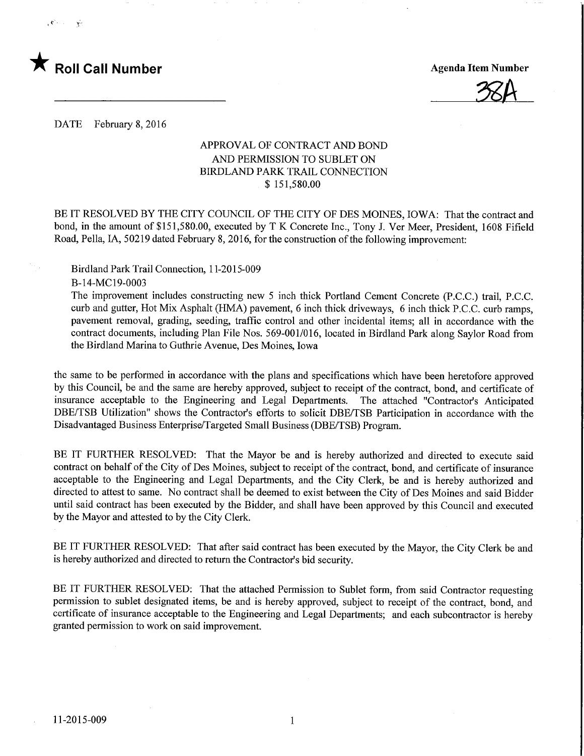★ **Roll Call Number**

**Agenda Item Number**

38A

DATE February 8, 2016

APPROVAL OF CONTRACT AND BOND
AND PERMISSION TO SUBLET ON
BIRDLAND PARK TRAIL CONNECTION
$ 151,580.00

BE IT RESOLVED BY THE CITY COUNCIL OF THE CITY OF DES MOINES, IOWA: That the contract and bond, in the amount of $151,580.00, executed by T K Concrete Inc., Tony J. Ver Meer, President, 1608 Fifield Road, Pella, IA, 50219 dated February 8, 2016, for the construction of the following improvement:

Birdland Park Trail Connection, 11-2015-009
B-14-MC19-0003
The improvement includes constructing new 5 inch thick Portland Cement Concrete (P.C.C.) trail, P.C.C. curb and gutter, Hot Mix Asphalt (HMA) pavement, 6 inch thick driveways, 6 inch thick P.C.C. curb ramps, pavement removal, grading, seeding, traffic control and other incidental items; all in accordance with the contract documents, including Plan File Nos. 569-001/016, located in Birdland Park along Saylor Road from the Birdland Marina to Guthrie Avenue, Des Moines, Iowa

the same to be performed in accordance with the plans and specifications which have been heretofore approved by this Council, be and the same are hereby approved, subject to receipt of the contract, bond, and certificate of insurance acceptable to the Engineering and Legal Departments. The attached "Contractor's Anticipated DBE/TSB Utilization" shows the Contractor's efforts to solicit DBE/TSB Participation in accordance with the Disadvantaged Business Enterprise/Targeted Small Business (DBE/TSB) Program.

BE IT FURTHER RESOLVED: That the Mayor be and is hereby authorized and directed to execute said contract on behalf of the City of Des Moines, subject to receipt of the contract, bond, and certificate of insurance acceptable to the Engineering and Legal Departments, and the City Clerk, be and is hereby authorized and directed to attest to same. No contract shall be deemed to exist between the City of Des Moines and said Bidder until said contract has been executed by the Bidder, and shall have been approved by this Council and executed by the Mayor and attested to by the City Clerk.

BE IT FURTHER RESOLVED: That after said contract has been executed by the Mayor, the City Clerk be and is hereby authorized and directed to return the Contractor's bid security.

BE IT FURTHER RESOLVED: That the attached Permission to Sublet form, from said Contractor requesting permission to sublet designated items, be and is hereby approved, subject to receipt of the contract, bond, and certificate of insurance acceptable to the Engineering and Legal Departments; and each subcontractor is hereby granted permission to work on said improvement.

11-2015-009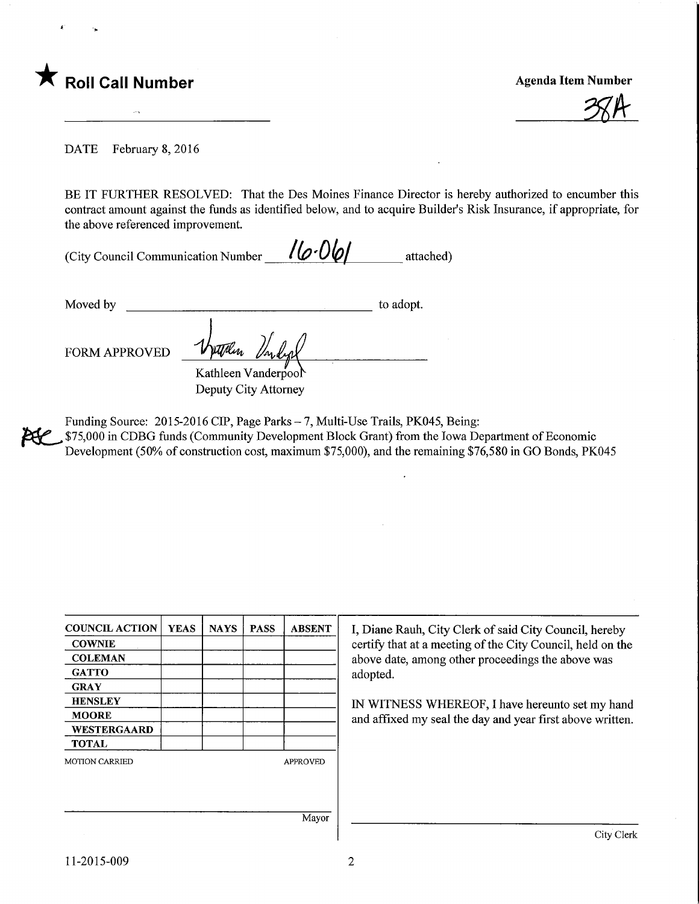★ **Roll Call Number**

**Agenda Item Number**

38A

DATE February 8, 2016

BE IT FURTHER RESOLVED: That the Des Moines Finance Director is hereby authorized to encumber this contract amount against the funds as identified below, and to acquire Builder's Risk Insurance, if appropriate, for the above referenced improvement.

(City Council Communication Number 16-061 attached)

Moved by ______________________________ to adopt.

FORM APPROVED

Kathleen Vanderpool
Deputy City Attorney

Funding Source: 2015-2016 CIP, Page Parks – 7, Multi-Use Trails, PK045, Being:
$75,000 in CDBG funds (Community Development Block Grant) from the Iowa Department of Economic Development (50% of construction cost, maximum $75,000), and the remaining $76,580 in GO Bonds, PK045

| COUNCIL ACTION | YEAS | NAYS | PASS | ABSENT |
|---|---|---|---|---|
| COWNIE | | | | |
| COLEMAN | | | | |
| GATTO | | | | |
| GRAY | | | | |
| HENSLEY | | | | |
| MOORE | | | | |
| WESTERGAARD | | | | |
| TOTAL | | | | |

MOTION CARRIED APPROVED

Mayor

I, Diane Rauh, City Clerk of said City Council, hereby certify that at a meeting of the City Council, held on the above date, among other proceedings the above was adopted.

IN WITNESS WHEREOF, I have hereunto set my hand and affixed my seal the day and year first above written.

City Clerk

11-2015-009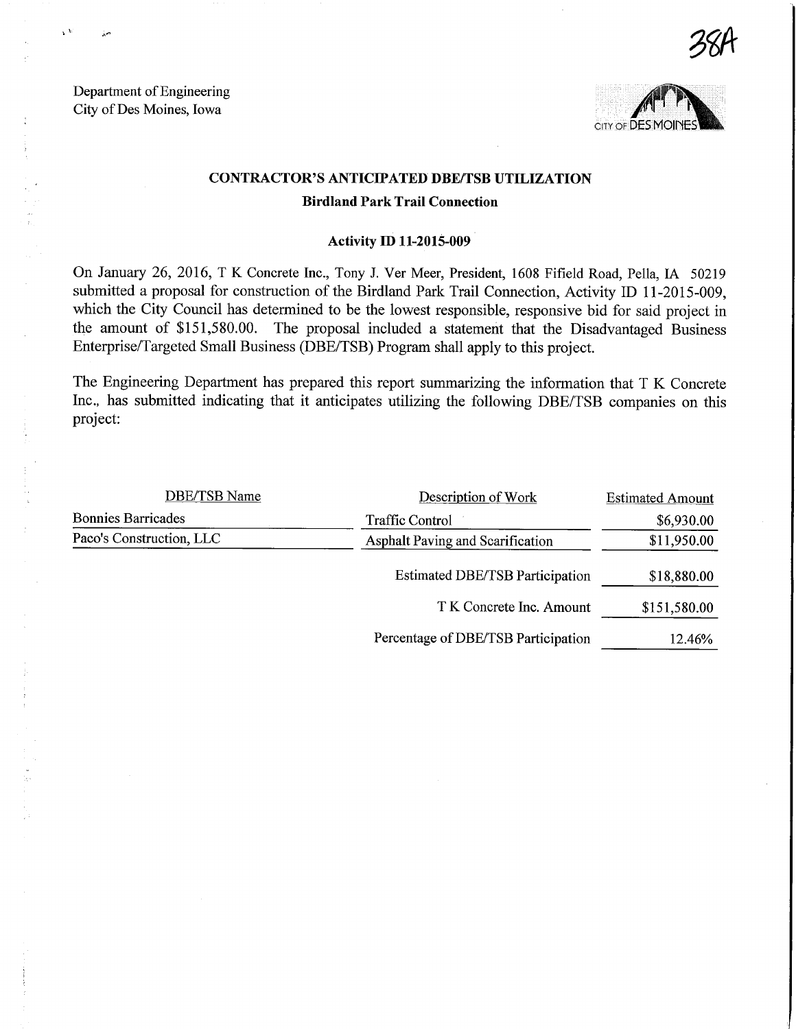38A

Department of Engineering
City of Des Moines, Iowa

## CONTRACTOR'S ANTICIPATED DBE/TSB UTILIZATION

**Birdland Park Trail Connection**

**Activity ID 11-2015-009**

On January 26, 2016, T K Concrete Inc., Tony J. Ver Meer, President, 1608 Fifield Road, Pella, IA 50219 submitted a proposal for construction of the Birdland Park Trail Connection, Activity ID 11-2015-009, which the City Council has determined to be the lowest responsible, responsive bid for said project in the amount of $151,580.00. The proposal included a statement that the Disadvantaged Business Enterprise/Targeted Small Business (DBE/TSB) Program shall apply to this project.

The Engineering Department has prepared this report summarizing the information that T K Concrete Inc., has submitted indicating that it anticipates utilizing the following DBE/TSB companies on this project:

| DBE/TSB Name | Description of Work | Estimated Amount |
|---|---|---|
| Bonnies Barricades | Traffic Control | $6,930.00 |
| Paco's Construction, LLC | Asphalt Paving and Scarification | $11,950.00 |
| | Estimated DBE/TSB Participation | $18,880.00 |
| | T K Concrete Inc. Amount | $151,580.00 |
| | Percentage of DBE/TSB Participation | 12.46% |